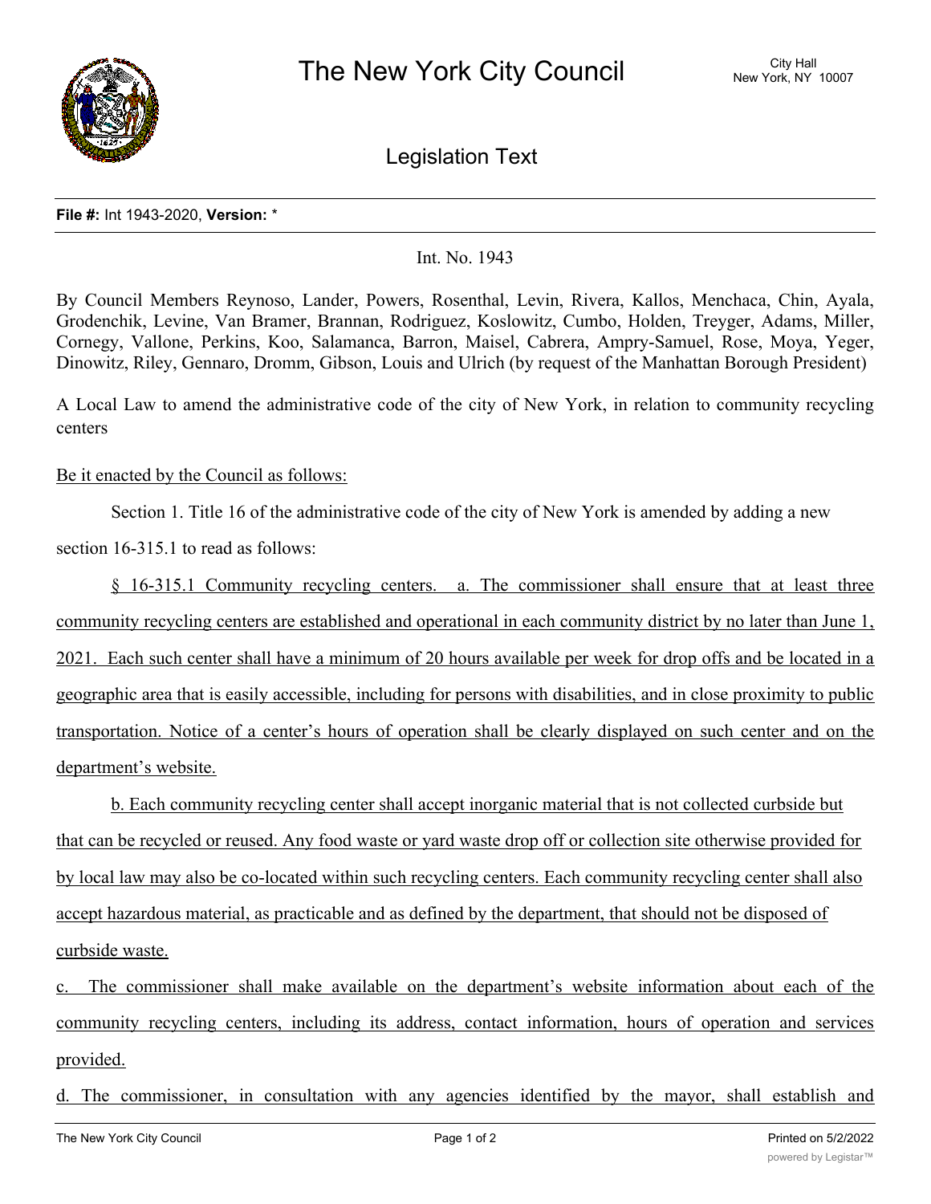# The New York City Council

City Hall
New York, NY 10007

## Legislation Text

**File #:** Int 1943-2020, **Version:** *

Int. No. 1943

By Council Members Reynoso, Lander, Powers, Rosenthal, Levin, Rivera, Kallos, Menchaca, Chin, Ayala, Grodenchik, Levine, Van Bramer, Brannan, Rodriguez, Koslowitz, Cumbo, Holden, Treyger, Adams, Miller, Cornegy, Vallone, Perkins, Koo, Salamanca, Barron, Maisel, Cabrera, Ampry-Samuel, Rose, Moya, Yeger, Dinowitz, Riley, Gennaro, Dromm, Gibson, Louis and Ulrich (by request of the Manhattan Borough President)

A Local Law to amend the administrative code of the city of New York, in relation to community recycling centers

Be it enacted by the Council as follows:

Section 1. Title 16 of the administrative code of the city of New York is amended by adding a new section 16-315.1 to read as follows:

§ 16-315.1 Community recycling centers. a. The commissioner shall ensure that at least three community recycling centers are established and operational in each community district by no later than June 1, 2021. Each such center shall have a minimum of 20 hours available per week for drop offs and be located in a geographic area that is easily accessible, including for persons with disabilities, and in close proximity to public transportation. Notice of a center's hours of operation shall be clearly displayed on such center and on the department's website.

b. Each community recycling center shall accept inorganic material that is not collected curbside but that can be recycled or reused. Any food waste or yard waste drop off or collection site otherwise provided for by local law may also be co-located within such recycling centers. Each community recycling center shall also accept hazardous material, as practicable and as defined by the department, that should not be disposed of curbside waste.

c. The commissioner shall make available on the department's website information about each of the community recycling centers, including its address, contact information, hours of operation and services provided.

d. The commissioner, in consultation with any agencies identified by the mayor, shall establish and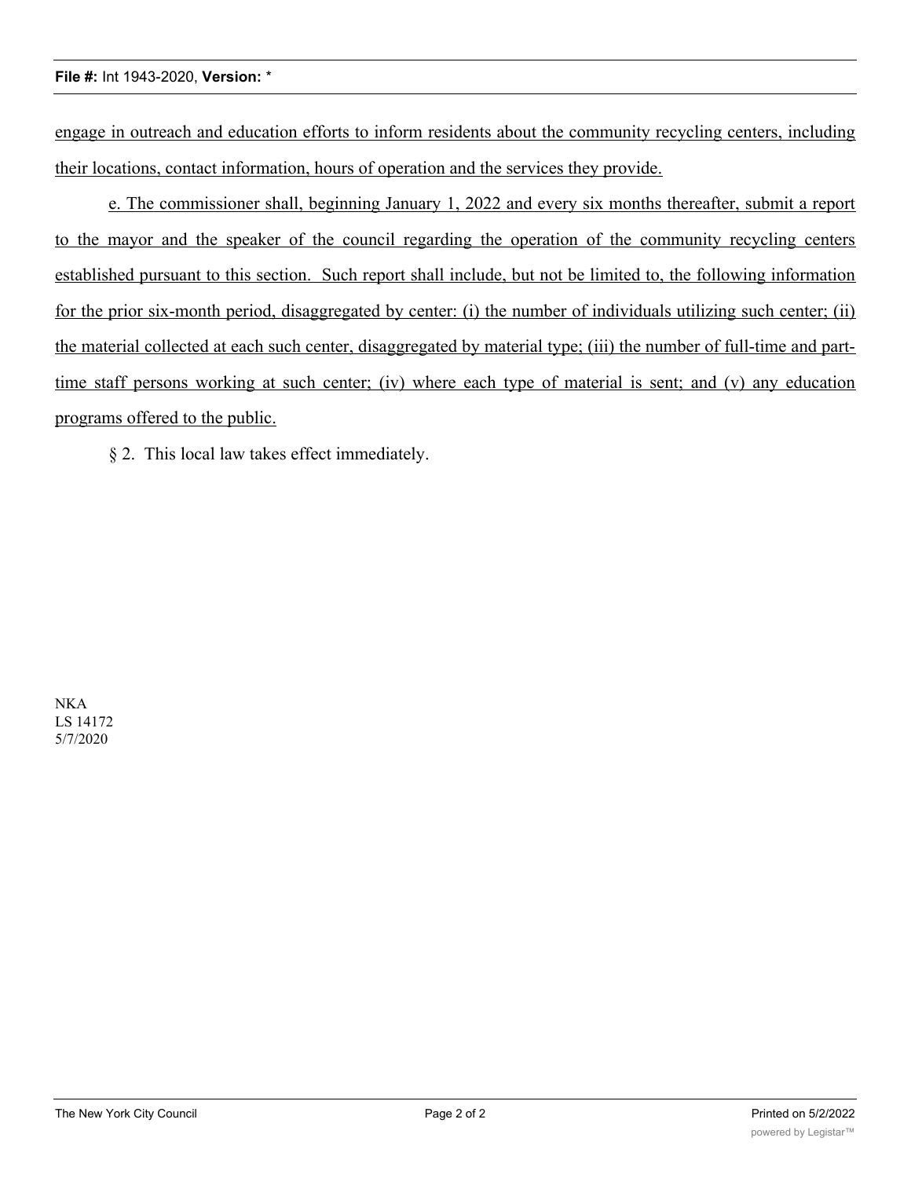engage in outreach and education efforts to inform residents about the community recycling centers, including their locations, contact information, hours of operation and the services they provide.

e. The commissioner shall, beginning January 1, 2022 and every six months thereafter, submit a report to the mayor and the speaker of the council regarding the operation of the community recycling centers established pursuant to this section. Such report shall include, but not be limited to, the following information for the prior six-month period, disaggregated by center: (i) the number of individuals utilizing such center; (ii) the material collected at each such center, disaggregated by material type; (iii) the number of full-time and part-time staff persons working at such center; (iv) where each type of material is sent; and (v) any education programs offered to the public.

§ 2. This local law takes effect immediately.

NKA
LS 14172
5/7/2020